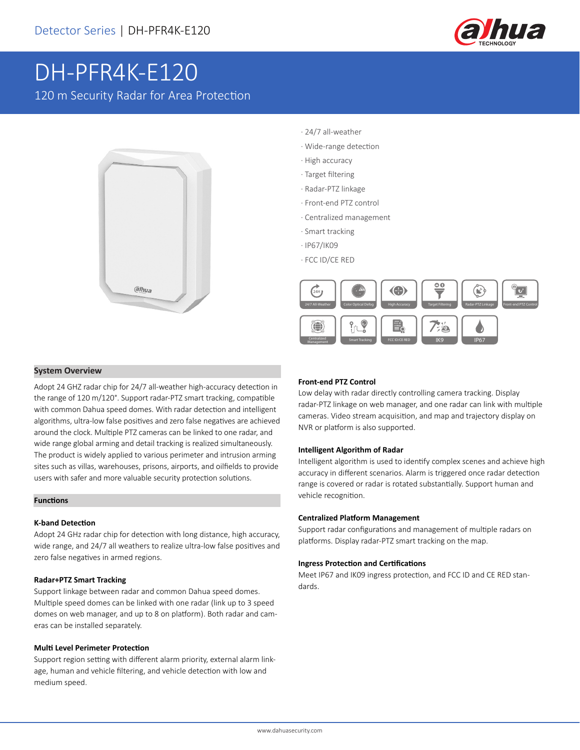# DH-PFR4K-E120

120 m Security Radar for Area Protection

- 24/7 all-weather
- Wide-range detection
- High accuracy
- Target filtering
- Radar-PTZ linkage
- Front-end PTZ control
- Centralized management
- Smart tracking
- IP67/IK09
- FCC ID/CE RED

## System Overview

Adopt 24 GHZ radar chip for 24/7 all-weather high-accuracy detection in the range of 120 m/120°. Support radar-PTZ smart tracking, compatible with common Dahua speed domes. With radar detection and intelligent algorithms, ultra-low false positives and zero false negatives are achieved around the clock. Multiple PTZ cameras can be linked to one radar, and wide range global arming and detail tracking is realized simultaneously. The product is widely applied to various perimeter and intrusion arming sites such as villas, warehouses, prisons, airports, and oilfields to provide users with safer and more valuable security protection solutions.

## Functions

### K-band Detection

Adopt 24 GHz radar chip for detection with long distance, high accuracy, wide range, and 24/7 all weathers to realize ultra-low false positives and zero false negatives in armed regions.

### Radar+PTZ Smart Tracking

Support linkage between radar and common Dahua speed domes. Multiple speed domes can be linked with one radar (link up to 3 speed domes on web manager, and up to 8 on platform). Both radar and cameras can be installed separately.

### Multi Level Perimeter Protection

Support region setting with different alarm priority, external alarm linkage, human and vehicle filtering, and vehicle detection with low and medium speed.

### Front-end PTZ Control

Low delay with radar directly controlling camera tracking. Display radar-PTZ linkage on web manager, and one radar can link with multiple cameras. Video stream acquisition, and map and trajectory display on NVR or platform is also supported.

### Intelligent Algorithm of Radar

Intelligent algorithm is used to identify complex scenes and achieve high accuracy in different scenarios. Alarm is triggered once radar detection range is covered or radar is rotated substantially. Support human and vehicle recognition.

### Centralized Platform Management

Support radar configurations and management of multiple radars on platforms. Display radar-PTZ smart tracking on the map.

### Ingress Protection and Certifications

Meet IP67 and IK09 ingress protection, and FCC ID and CE RED standards.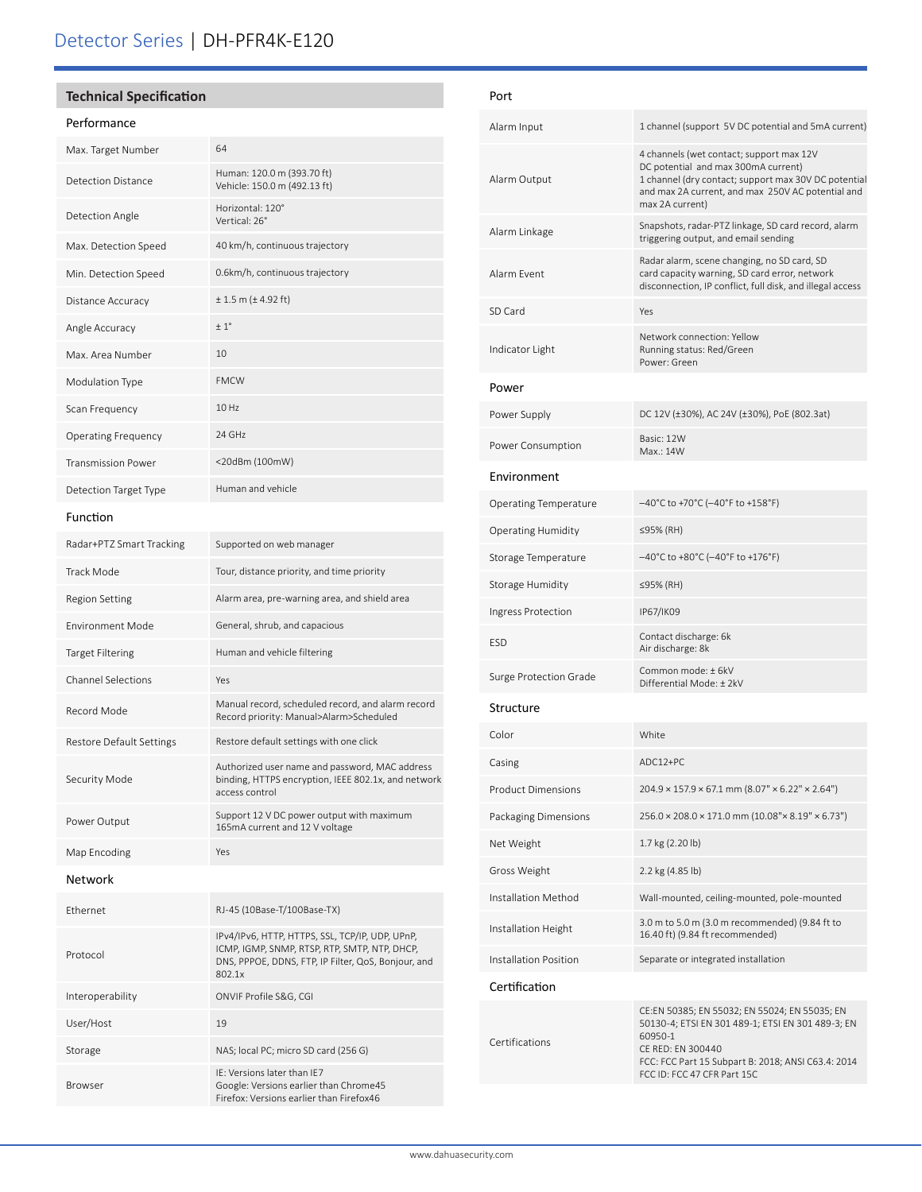# Detector Series | DH-PFR4K-E120

## Technical Specification

### Performance

| | |
|---|---|
| Max. Target Number | 64 |
| Detection Distance | Human: 120.0 m (393.70 ft)<br>Vehicle: 150.0 m (492.13 ft) |
| Detection Angle | Horizontal: 120°<br>Vertical: 26° |
| Max. Detection Speed | 40 km/h, continuous trajectory |
| Min. Detection Speed | 0.6km/h, continuous trajectory |
| Distance Accuracy | ± 1.5 m (± 4.92 ft) |
| Angle Accuracy | ± 1° |
| Max. Area Number | 10 |
| Modulation Type | FMCW |
| Scan Frequency | 10 Hz |
| Operating Frequency | 24 GHz |
| Transmission Power | <20dBm (100mW) |
| Detection Target Type | Human and vehicle |

### Function

| | |
|---|---|
| Radar+PTZ Smart Tracking | Supported on web manager |
| Track Mode | Tour, distance priority, and time priority |
| Region Setting | Alarm area, pre-warning area, and shield area |
| Environment Mode | General, shrub, and capacious |
| Target Filtering | Human and vehicle filtering |
| Channel Selections | Yes |
| Record Mode | Manual record, scheduled record, and alarm record<br>Record priority: Manual>Alarm>Scheduled |
| Restore Default Settings | Restore default settings with one click |
| Security Mode | Authorized user name and password, MAC address binding, HTTPS encryption, IEEE 802.1x, and network access control |
| Power Output | Support 12 V DC power output with maximum 165mA current and 12 V voltage |
| Map Encoding | Yes |

### Network

| | |
|---|---|
| Ethernet | RJ-45 (10Base-T/100Base-TX) |
| Protocol | IPv4/IPv6, HTTP, HTTPS, SSL, TCP/IP, UDP, UPnP, ICMP, IGMP, SNMP, RTSP, RTP, SMTP, NTP, DHCP, DNS, PPPOE, DDNS, FTP, IP Filter, QoS, Bonjour, and 802.1x |
| Interoperability | ONVIF Profile S&G, CGI |
| User/Host | 19 |
| Storage | NAS; local PC; micro SD card (256 G) |
| Browser | IE: Versions later than IE7<br>Google: Versions earlier than Chrome45<br>Firefox: Versions earlier than Firefox46 |

### Port

| | |
|---|---|
| Alarm Input | 1 channel (support 5V DC potential and 5mA current) |
| Alarm Output | 4 channels (wet contact; support max 12V DC potential and max 300mA current)<br>1 channel (dry contact; support max 30V DC potential and max 2A current, and max 250V AC potential and max 2A current) |
| Alarm Linkage | Snapshots, radar-PTZ linkage, SD card record, alarm triggering output, and email sending |
| Alarm Event | Radar alarm, scene changing, no SD card, SD card capacity warning, SD card error, network disconnection, IP conflict, full disk, and illegal access |
| SD Card | Yes |
| Indicator Light | Network connection: Yellow<br>Running status: Red/Green<br>Power: Green |

### Power

| | |
|---|---|
| Power Supply | DC 12V (±30%), AC 24V (±30%), PoE (802.3at) |
| Power Consumption | Basic: 12W<br>Max.: 14W |

### Environment

| | |
|---|---|
| Operating Temperature | –40°C to +70°C (–40°F to +158°F) |
| Operating Humidity | ≤95% (RH) |
| Storage Temperature | –40°C to +80°C (–40°F to +176°F) |
| Storage Humidity | ≤95% (RH) |
| Ingress Protection | IP67/IK09 |
| ESD | Contact discharge: 6k<br>Air discharge: 8k |
| Surge Protection Grade | Common mode: ± 6kV<br>Differential Mode: ± 2kV |

### Structure

| | |
|---|---|
| Color | White |
| Casing | ADC12+PC |
| Product Dimensions | 204.9 × 157.9 × 67.1 mm (8.07" × 6.22" × 2.64") |
| Packaging Dimensions | 256.0 × 208.0 × 171.0 mm (10.08"× 8.19" × 6.73") |
| Net Weight | 1.7 kg (2.20 lb) |
| Gross Weight | 2.2 kg (4.85 lb) |
| Installation Method | Wall-mounted, ceiling-mounted, pole-mounted |
| Installation Height | 3.0 m to 5.0 m (3.0 m recommended) (9.84 ft to 16.40 ft) (9.84 ft recommended) |
| Installation Position | Separate or integrated installation |

### Certification

| | |
|---|---|
| Certifications | CE:EN 50385; EN 55032; EN 55024; EN 55035; EN 50130-4; ETSI EN 301 489-1; ETSI EN 301 489-3; EN 60950-1<br>CE RED: EN 300440<br>FCC: FCC Part 15 Subpart B: 2018; ANSI C63.4: 2014<br>FCC ID: FCC 47 CFR Part 15C |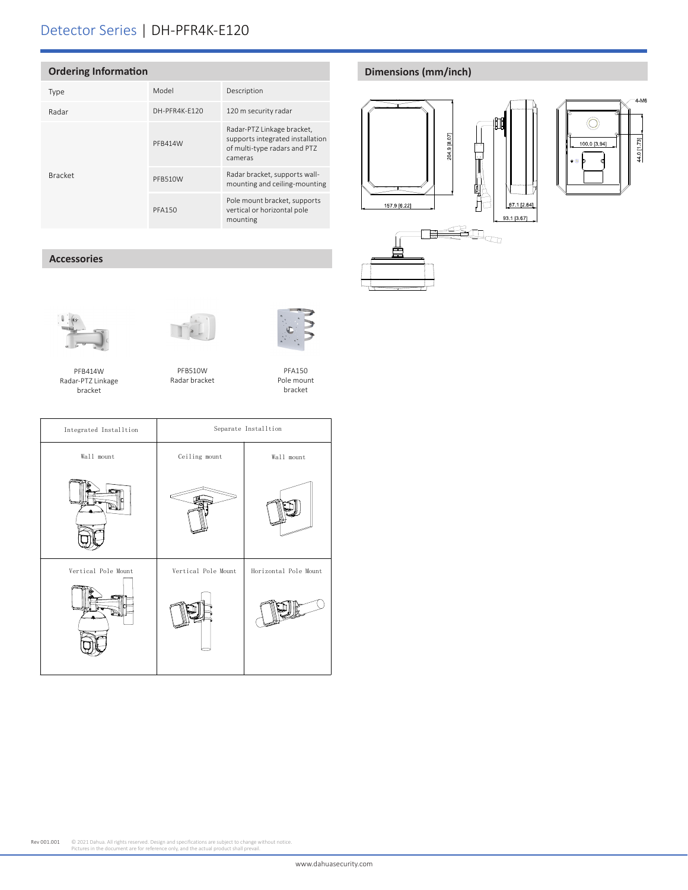# Detector Series | DH-PFR4K-E120

## Ordering Information

| Type | Model | Description |
| --- | --- | --- |
| Radar | DH-PFR4K-E120 | 120 m security radar |
| Bracket | PFB414W | Radar-PTZ Linkage bracket, supports integrated installation of multi-type radars and PTZ cameras |
| | PFB510W | Radar bracket, supports wall-mounting and ceiling-mounting |
| | PFA150 | Pole mount bracket, supports vertical or horizontal pole mounting |

## Dimensions (mm/inch)

204.9 [8.07]
157.9 [6.22]
67.1 [2.64]
93.1 [3.67]
4-M6
100.0 [3.94]
44.0 [1.73]

## Accessories

PFB414W
Radar-PTZ Linkage bracket

PFB510W
Radar bracket

PFA150
Pole mount bracket

| Integrated Installtion | Separate Installtion | |
| --- | --- | --- |
| Wall mount | Ceiling mount | Wall mount |
| Vertical Pole Mount | Vertical Pole Mount | Horizontal Pole Mount |

Rev 001.001 © 2021 Dahua. All rights reserved. Design and specifications are subject to change without notice.
Pictures in the document are for reference only, and the actual product shall prevail.

www.dahuasecurity.com